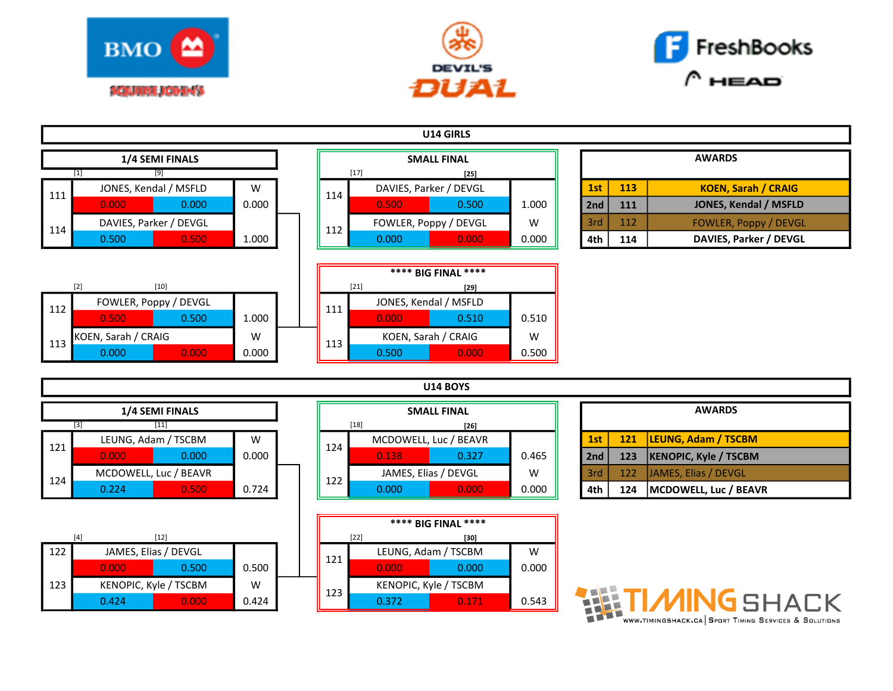BMO SQUIRE JOHN'S

DEVIL'S DUAL

FreshBooks HEAD

# U14 GIRLS

## 1/4 SEMI FINALS

[1] [9]

| Bib | Racer | Run 1 | Run 2 | Result |
|---|---|---|---|---|
| 111 | JONES, Kendal / MSFLD | | | W |
| | | 0.000 | 0.000 | 0.000 |
| 114 | DAVIES, Parker / DEVGL | | | |
| | | 0.500 | 0.500 | 1.000 |

[2] [10]

| Bib | Racer | Run 1 | Run 2 | Result |
|---|---|---|---|---|
| 112 | FOWLER, Poppy / DEVGL | | | |
| | | 0.500 | 0.500 | 1.000 |
| 113 | KOEN, Sarah / CRAIG | | | W |
| | | 0.000 | 0.000 | 0.000 |

## SMALL FINAL

[17] [25]

| Bib | Racer | Run 1 | Run 2 | Result |
|---|---|---|---|---|
| 114 | DAVIES, Parker / DEVGL | | | |
| | | 0.500 | 0.500 | 1.000 |
| 112 | FOWLER, Poppy / DEVGL | | | W |
| | | 0.000 | 0.000 | 0.000 |

## **** BIG FINAL ****

[21] [29]

| Bib | Racer | Run 1 | Run 2 | Result |
|---|---|---|---|---|
| 111 | JONES, Kendal / MSFLD | | | |
| | | 0.000 | 0.510 | 0.510 |
| 113 | KOEN, Sarah / CRAIG | | | W |
| | | 0.500 | 0.000 | 0.500 |

## AWARDS

| Place | Bib | Racer |
|---|---|---|
| 1st | 113 | KOEN, Sarah / CRAIG |
| 2nd | 111 | JONES, Kendal / MSFLD |
| 3rd | 112 | FOWLER, Poppy / DEVGL |
| 4th | 114 | DAVIES, Parker / DEVGL |

# U14 BOYS

## 1/4 SEMI FINALS

[3] [11]

| Bib | Racer | Run 1 | Run 2 | Result |
|---|---|---|---|---|
| 121 | LEUNG, Adam / TSCBM | | | W |
| | | 0.000 | 0.000 | 0.000 |
| 124 | MCDOWELL, Luc / BEAVR | | | |
| | | 0.224 | 0.500 | 0.724 |

[4] [12]

| Bib | Racer | Run 1 | Run 2 | Result |
|---|---|---|---|---|
| 122 | JAMES, Elias / DEVGL | | | |
| | | 0.000 | 0.500 | 0.500 |
| 123 | KENOPIC, Kyle / TSCBM | | | W |
| | | 0.424 | 0.000 | 0.424 |

## SMALL FINAL

[18] [26]

| Bib | Racer | Run 1 | Run 2 | Result |
|---|---|---|---|---|
| 124 | MCDOWELL, Luc / BEAVR | | | |
| | | 0.138 | 0.327 | 0.465 |
| 122 | JAMES, Elias / DEVGL | | | W |
| | | 0.000 | 0.000 | 0.000 |

## **** BIG FINAL ****

[22] [30]

| Bib | Racer | Run 1 | Run 2 | Result |
|---|---|---|---|---|
| 121 | LEUNG, Adam / TSCBM | | | W |
| | | 0.000 | 0.000 | 0.000 |
| 123 | KENOPIC, Kyle / TSCBM | | | |
| | | 0.372 | 0.171 | 0.543 |

## AWARDS

| Place | Bib | Racer |
|---|---|---|
| 1st | 121 | LEUNG, Adam / TSCBM |
| 2nd | 123 | KENOPIC, Kyle / TSCBM |
| 3rd | 122 | JAMES, Elias / DEVGL |
| 4th | 124 | MCDOWELL, Luc / BEAVR |

TIMING SHACK
WWW.TIMINGSHACK.CA | Sport Timing Services & Solutions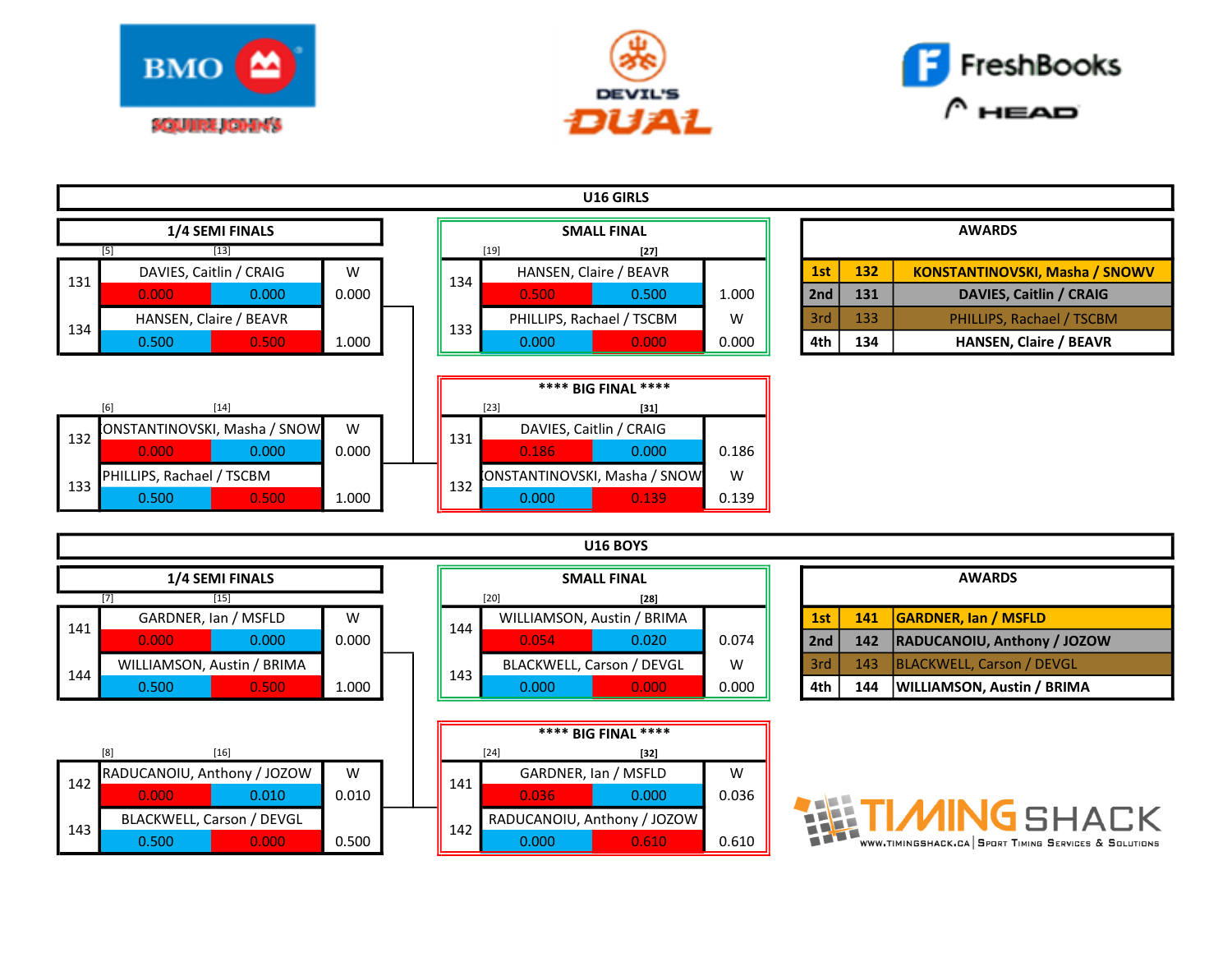BMO SQUIRE JOHN'S

DEVIL'S DUAL

FreshBooks

HEAD

## U16 GIRLS

### 1/4 SEMI FINALS

| [5] | | [13] | | |
|---|---|---|---|---|
| 131 | DAVIES, Caitlin / CRAIG | | W |
| | 0.000 | 0.000 | 0.000 |
| 134 | HANSEN, Claire / BEAVR | | |
| | 0.500 | 0.500 | 1.000 |

| [6] | | [14] | | |
|---|---|---|---|---|
| 132 | (ONSTANTINOVSKI, Masha / SNOW | | W |
| | 0.000 | 0.000 | 0.000 |
| 133 | PHILLIPS, Rachael / TSCBM | | |
| | 0.500 | 0.500 | 1.000 |

### SMALL FINAL

| [19] | | [27] | |
|---|---|---|---|
| 134 | HANSEN, Claire / BEAVR | | |
| | 0.500 | 0.500 | 1.000 |
| 133 | PHILLIPS, Rachael / TSCBM | | W |
| | 0.000 | 0.000 | 0.000 |

### **** BIG FINAL ****

| [23] | | [31] | |
|---|---|---|---|
| 131 | DAVIES, Caitlin / CRAIG | | |
| | 0.186 | 0.000 | 0.186 |
| 132 | (ONSTANTINOVSKI, Masha / SNOW | | W |
| | 0.000 | 0.139 | 0.139 |

### AWARDS

| | | |
|---|---|---|
| 1st | 132 | KONSTANTINOVSKI, Masha / SNOWV |
| 2nd | 131 | DAVIES, Caitlin / CRAIG |
| 3rd | 133 | PHILLIPS, Rachael / TSCBM |
| 4th | 134 | HANSEN, Claire / BEAVR |

## U16 BOYS

### 1/4 SEMI FINALS

| [7] | | [15] | |
|---|---|---|---|
| 141 | GARDNER, Ian / MSFLD | | W |
| | 0.000 | 0.000 | 0.000 |
| 144 | WILLIAMSON, Austin / BRIMA | | |
| | 0.500 | 0.500 | 1.000 |

| [8] | | [16] | |
|---|---|---|---|
| 142 | RADUCANOIU, Anthony / JOZOW | | W |
| | 0.000 | 0.010 | 0.010 |
| 143 | BLACKWELL, Carson / DEVGL | | |
| | 0.500 | 0.000 | 0.500 |

### SMALL FINAL

| [20] | | [28] | |
|---|---|---|---|
| 144 | WILLIAMSON, Austin / BRIMA | | |
| | 0.054 | 0.020 | 0.074 |
| 143 | BLACKWELL, Carson / DEVGL | | W |
| | 0.000 | 0.000 | 0.000 |

### **** BIG FINAL ****

| [24] | | [32] | |
|---|---|---|---|
| 141 | GARDNER, Ian / MSFLD | | W |
| | 0.036 | 0.000 | 0.036 |
| 142 | RADUCANOIU, Anthony / JOZOW | | |
| | 0.000 | 0.610 | 0.610 |

### AWARDS

| | | |
|---|---|---|
| 1st | 141 | GARDNER, Ian / MSFLD |
| 2nd | 142 | RADUCANOIU, Anthony / JOZOW |
| 3rd | 143 | BLACKWELL, Carson / DEVGL |
| 4th | 144 | WILLIAMSON, Austin / BRIMA |

TIMING SHACK
WWW.TIMINGSHACK.CA | Sport Timing Services & Solutions